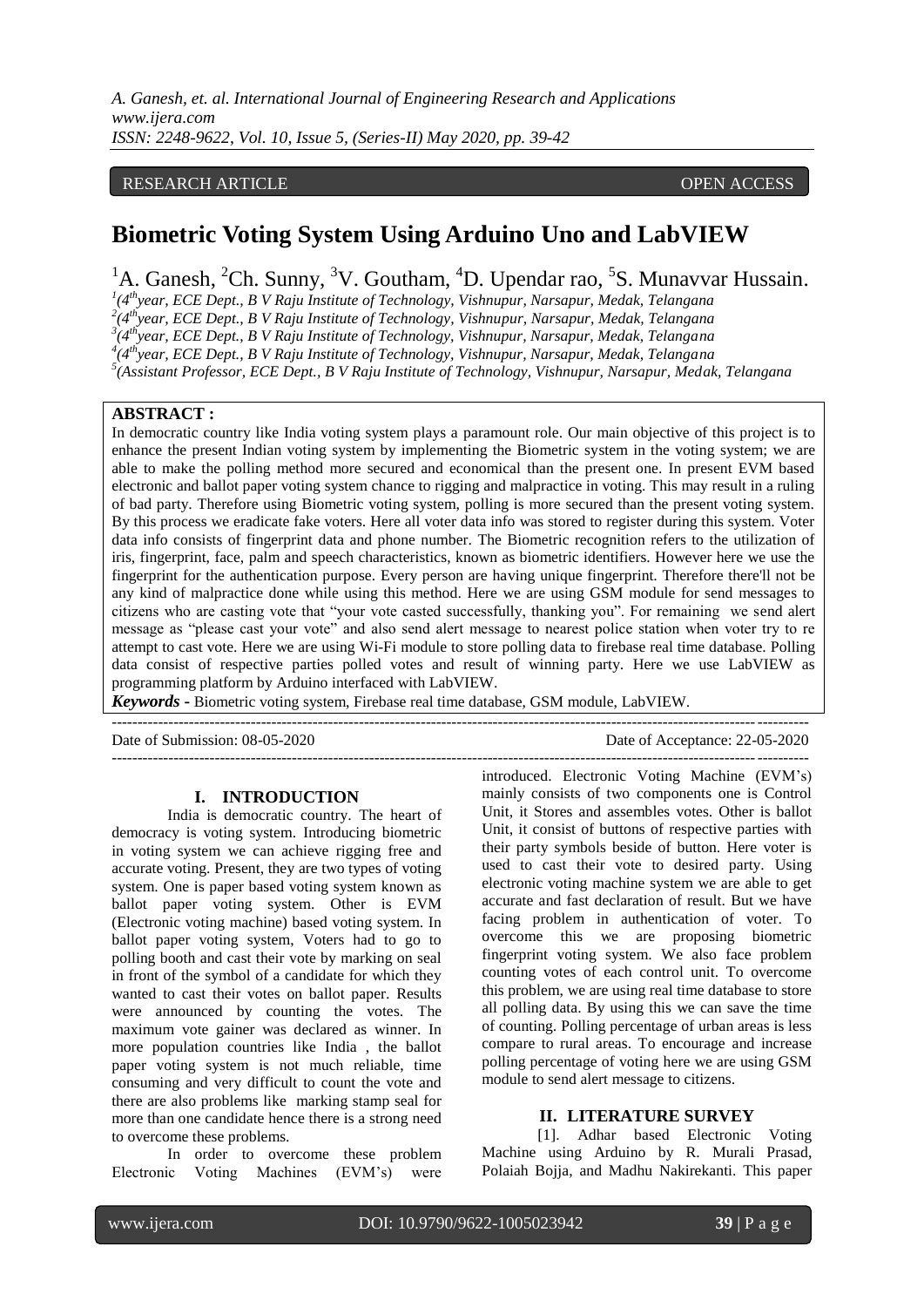RESEARCH ARTICLE OPEN ACCESS

# Biometric Voting System Using Arduino Uno and LabVIEW

[1]A. Ganesh, [2]Ch. Sunny, [3]V. Goutham, [4]D. Upendar rao, [5]S. Munavvar Hussain.

[1]*(4th year, ECE Dept., B V Raju Institute of Technology, Vishnupur, Narsapur, Medak, Telangana*
[2]*(4th year, ECE Dept., B V Raju Institute of Technology, Vishnupur, Narsapur, Medak, Telangana*
[3]*(4th year, ECE Dept., B V Raju Institute of Technology, Vishnupur, Narsapur, Medak, Telangana*
[4]*(4th year, ECE Dept., B V Raju Institute of Technology, Vishnupur, Narsapur, Medak, Telangana*
[5]*(Assistant Professor, ECE Dept., B V Raju Institute of Technology, Vishnupur, Narsapur, Medak, Telangana*

**ABSTRACT :**

In democratic country like India voting system plays a paramount role. Our main objective of this project is to enhance the present Indian voting system by implementing the Biometric system in the voting system; we are able to make the polling method more secured and economical than the present one. In present EVM based electronic and ballot paper voting system chance to rigging and malpractice in voting. This may result in a ruling of bad party. Therefore using Biometric voting system, polling is more secured than the present voting system. By this process we eradicate fake voters. Here all voter data info was stored to register during this system. Voter data info consists of fingerprint data and phone number. The Biometric recognition refers to the utilization of iris, fingerprint, face, palm and speech characteristics, known as biometric identifiers. However here we use the fingerprint for the authentication purpose. Every person are having unique fingerprint. Therefore there'll not be any kind of malpractice done while using this method. Here we are using GSM module for send messages to citizens who are casting vote that "your vote casted successfully, thanking you". For remaining we send alert message as "please cast your vote" and also send alert message to nearest police station when voter try to re attempt to cast vote. Here we are using Wi-Fi module to store polling data to firebase real time database. Polling data consist of respective parties polled votes and result of winning party. Here we use LabVIEW as programming platform by Arduino interfaced with LabVIEW.

***Keywords -*** Biometric voting system, Firebase real time database, GSM module, LabVIEW.

Date of Submission: 08-05-2020 Date of Acceptance: 22-05-2020

## I. INTRODUCTION

India is democratic country. The heart of democracy is voting system. Introducing biometric in voting system we can achieve rigging free and accurate voting. Present, they are two types of voting system. One is paper based voting system known as ballot paper voting system. Other is EVM (Electronic voting machine) based voting system. In ballot paper voting system, Voters had to go to polling booth and cast their vote by marking on seal in front of the symbol of a candidate for which they wanted to cast their votes on ballot paper. Results were announced by counting the votes. The maximum vote gainer was declared as winner. In more population countries like India , the ballot paper voting system is not much reliable, time consuming and very difficult to count the vote and there are also problems like marking stamp seal for more than one candidate hence there is a strong need to overcome these problems.

In order to overcome these problem Electronic Voting Machines (EVM's) were introduced. Electronic Voting Machine (EVM's) mainly consists of two components one is Control Unit, it Stores and assembles votes. Other is ballot Unit, it consist of buttons of respective parties with their party symbols beside of button. Here voter is used to cast their vote to desired party. Using electronic voting machine system we are able to get accurate and fast declaration of result. But we have facing problem in authentication of voter. To overcome this we are proposing biometric fingerprint voting system. We also face problem counting votes of each control unit. To overcome this problem, we are using real time database to store all polling data. By using this we can save the time of counting. Polling percentage of urban areas is less compare to rural areas. To encourage and increase polling percentage of voting here we are using GSM module to send alert message to citizens.

## II. LITERATURE SURVEY

[1]. Adhar based Electronic Voting Machine using Arduino by R. Murali Prasad, Polaiah Bojja, and Madhu Nakirekanti. This paper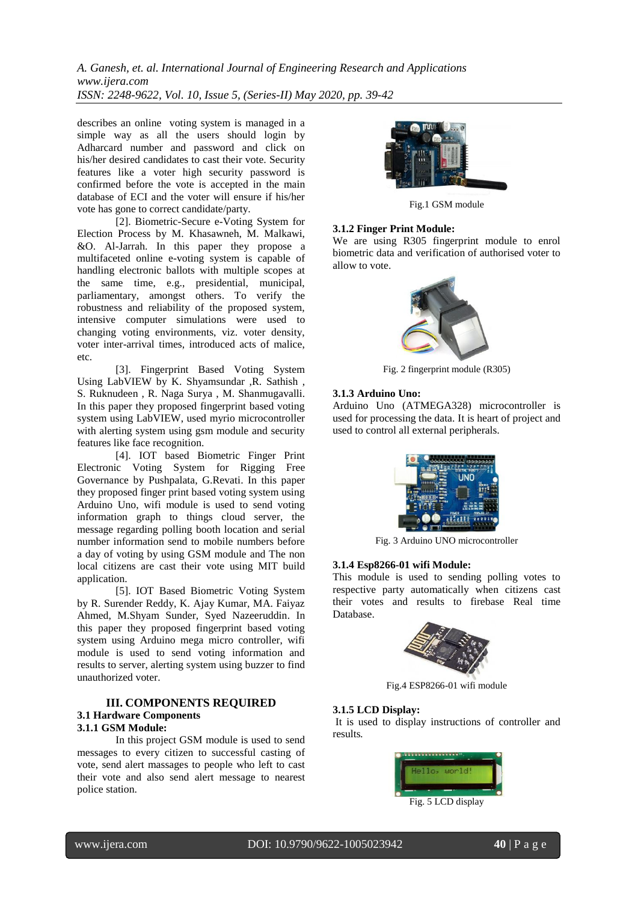describes an online voting system is managed in a simple way as all the users should login by Adharcard number and password and click on his/her desired candidates to cast their vote. Security features like a voter high security password is confirmed before the vote is accepted in the main database of ECI and the voter will ensure if his/her vote has gone to correct candidate/party.

[2]. Biometric-Secure e-Voting System for Election Process by M. Khasawneh, M. Malkawi, &O. Al-Jarrah. In this paper they propose a multifaceted online e-voting system is capable of handling electronic ballots with multiple scopes at the same time, e.g., presidential, municipal, parliamentary, amongst others. To verify the robustness and reliability of the proposed system, intensive computer simulations were used to changing voting environments, viz. voter density, voter inter-arrival times, introduced acts of malice, etc.

[3]. Fingerprint Based Voting System Using LabVIEW by K. Shyamsundar ,R. Sathish , S. Ruknudeen , R. Naga Surya , M. Shanmugavalli. In this paper they proposed fingerprint based voting system using LabVIEW, used myrio microcontroller with alerting system using gsm module and security features like face recognition.

[4]. IOT based Biometric Finger Print Electronic Voting System for Rigging Free Governance by Pushpalata, G.Revati. In this paper they proposed finger print based voting system using Arduino Uno, wifi module is used to send voting information graph to things cloud server, the message regarding polling booth location and serial number information send to mobile numbers before a day of voting by using GSM module and The non local citizens are cast their vote using MIT build application.

[5]. IOT Based Biometric Voting System by R. Surender Reddy, K. Ajay Kumar, MA. Faiyaz Ahmed, M.Shyam Sunder, Syed Nazeeruddin. In this paper they proposed fingerprint based voting system using Arduino mega micro controller, wifi module is used to send voting information and results to server, alerting system using buzzer to find unauthorized voter.

## III. COMPONENTS REQUIRED

### 3.1 Hardware Components

#### 3.1.1 GSM Module:

In this project GSM module is used to send messages to every citizen to successful casting of vote, send alert massages to people who left to cast their vote and also send alert message to nearest police station.

Fig.1 GSM module

#### 3.1.2 Finger Print Module:

We are using R305 fingerprint module to enrol biometric data and verification of authorised voter to allow to vote.

Fig. 2 fingerprint module (R305)

#### 3.1.3 Arduino Uno:

Arduino Uno (ATMEGA328) microcontroller is used for processing the data. It is heart of project and used to control all external peripherals.

Fig. 3 Arduino UNO microcontroller

#### 3.1.4 Esp8266-01 wifi Module:

This module is used to sending polling votes to respective party automatically when citizens cast their votes and results to firebase Real time Database.

Fig.4 ESP8266-01 wifi module

#### 3.1.5 LCD Display:

It is used to display instructions of controller and results.

Fig. 5 LCD display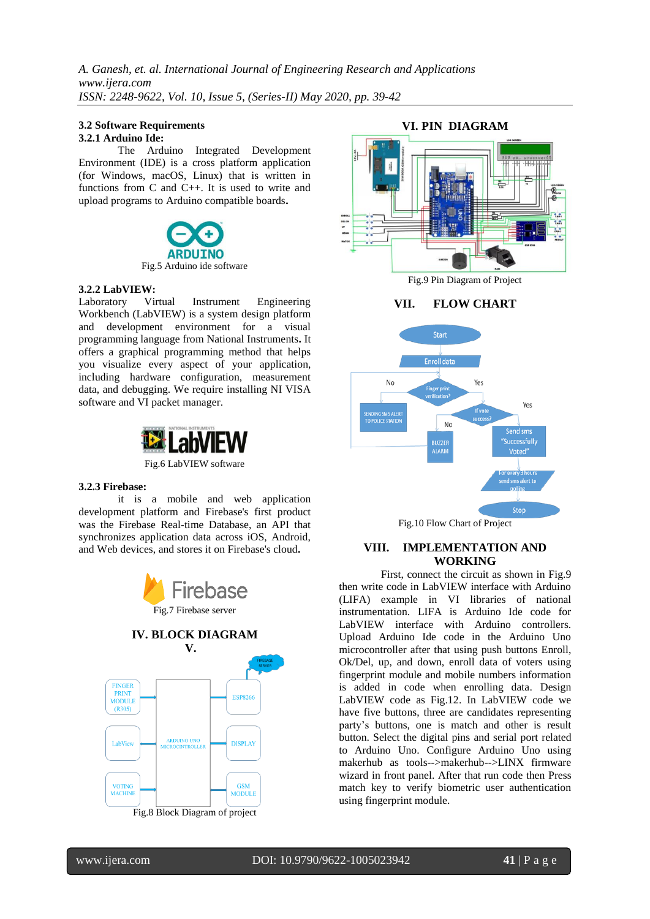### 3.2 Software Requirements

#### 3.2.1 Arduino Ide:

The Arduino Integrated Development Environment (IDE) is a cross platform application (for Windows, macOS, Linux) that is written in functions from C and C++. It is used to write and upload programs to Arduino compatible boards.

Fig.5 Arduino ide software

#### 3.2.2 LabVIEW:

Laboratory Virtual Instrument Engineering Workbench (LabVIEW) is a system design platform and development environment for a visual programming language from National Instruments. It offers a graphical programming method that helps you visualize every aspect of your application, including hardware configuration, measurement data, and debugging. We require installing NI VISA software and VI packet manager.

Fig.6 LabVIEW software

#### 3.2.3 Firebase:

it is a mobile and web application development platform and Firebase's first product was the Firebase Real-time Database, an API that synchronizes application data across iOS, Android, and Web devices, and stores it on Firebase's cloud.

Fig.7 Firebase server

## IV. BLOCK DIAGRAM

## V.

Fig.8 Block Diagram of project

## VI. PIN DIAGRAM

Fig.9 Pin Diagram of Project

## VII. FLOW CHART

Fig.10 Flow Chart of Project

## VIII. IMPLEMENTATION AND WORKING

First, connect the circuit as shown in Fig.9 then write code in LabVIEW interface with Arduino (LIFA) example in VI libraries of national instrumentation. LIFA is Arduino Ide code for LabVIEW interface with Arduino controllers. Upload Arduino Ide code in the Arduino Uno microcontroller after that using push buttons Enroll, Ok/Del, up, and down, enroll data of voters using fingerprint module and mobile numbers information is added in code when enrolling data. Design LabVIEW code as Fig.12. In LabVIEW code we have five buttons, three are candidates representing party's buttons, one is match and other is result button. Select the digital pins and serial port related to Arduino Uno. Configure Arduino Uno using makerhub as tools-->makerhub-->LINX firmware wizard in front panel. After that run code then Press match key to verify biometric user authentication using fingerprint module.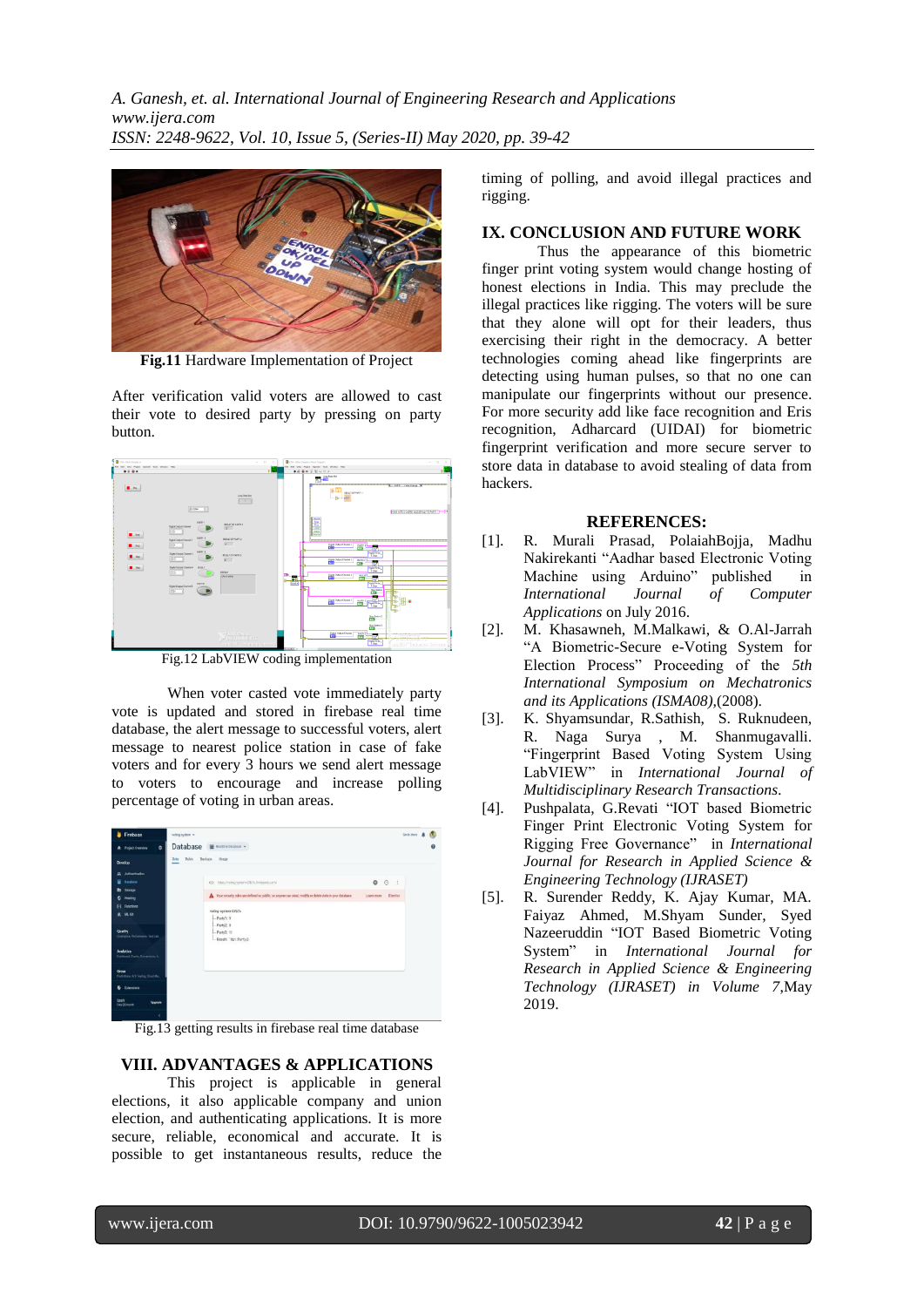Fig.11 Hardware Implementation of Project

After verification valid voters are allowed to cast their vote to desired party by pressing on party button.

Fig.12 LabVIEW coding implementation

When voter casted vote immediately party vote is updated and stored in firebase real time database, the alert message to successful voters, alert message to nearest police station in case of fake voters and for every 3 hours we send alert message to voters to encourage and increase polling percentage of voting in urban areas.

Fig.13 getting results in firebase real time database

## VIII. ADVANTAGES & APPLICATIONS

This project is applicable in general elections, it also applicable company and union election, and authenticating applications. It is more secure, reliable, economical and accurate. It is possible to get instantaneous results, reduce the timing of polling, and avoid illegal practices and rigging.

## IX. CONCLUSION AND FUTURE WORK

Thus the appearance of this biometric finger print voting system would change hosting of honest elections in India. This may preclude the illegal practices like rigging. The voters will be sure that they alone will opt for their leaders, thus exercising their right in the democracy. A better technologies coming ahead like fingerprints are detecting using human pulses, so that no one can manipulate our fingerprints without our presence. For more security add like face recognition and Eris recognition, Adharcard (UIDAI) for biometric fingerprint verification and more secure server to store data in database to avoid stealing of data from hackers.

## REFERENCES:

[1]. R. Murali Prasad, PolaiahBojja, Madhu Nakirekanti "Aadhar based Electronic Voting Machine using Arduino" published in *International Journal of Computer Applications* on July 2016.

[2]. M. Khasawneh, M.Malkawi, & O.Al-Jarrah "A Biometric-Secure e-Voting System for Election Process" Proceeding of the *5th International Symposium on Mechatronics and its Applications (ISMA08)*,(2008).

[3]. K. Shyamsundar, R.Sathish, S. Ruknudeen, R. Naga Surya , M. Shanmugavalli. "Fingerprint Based Voting System Using LabVIEW" in *International Journal of Multidisciplinary Research Transactions*.

[4]. Pushpalata, G.Revati "IOT based Biometric Finger Print Electronic Voting System for Rigging Free Governance" in *International Journal for Research in Applied Science & Engineering Technology (IJRASET)*

[5]. R. Surender Reddy, K. Ajay Kumar, MA. Faiyaz Ahmed, M.Shyam Sunder, Syed Nazeeruddin "IOT Based Biometric Voting System" in *International Journal for Research in Applied Science & Engineering Technology (IJRASET) in Volume 7*,May 2019.